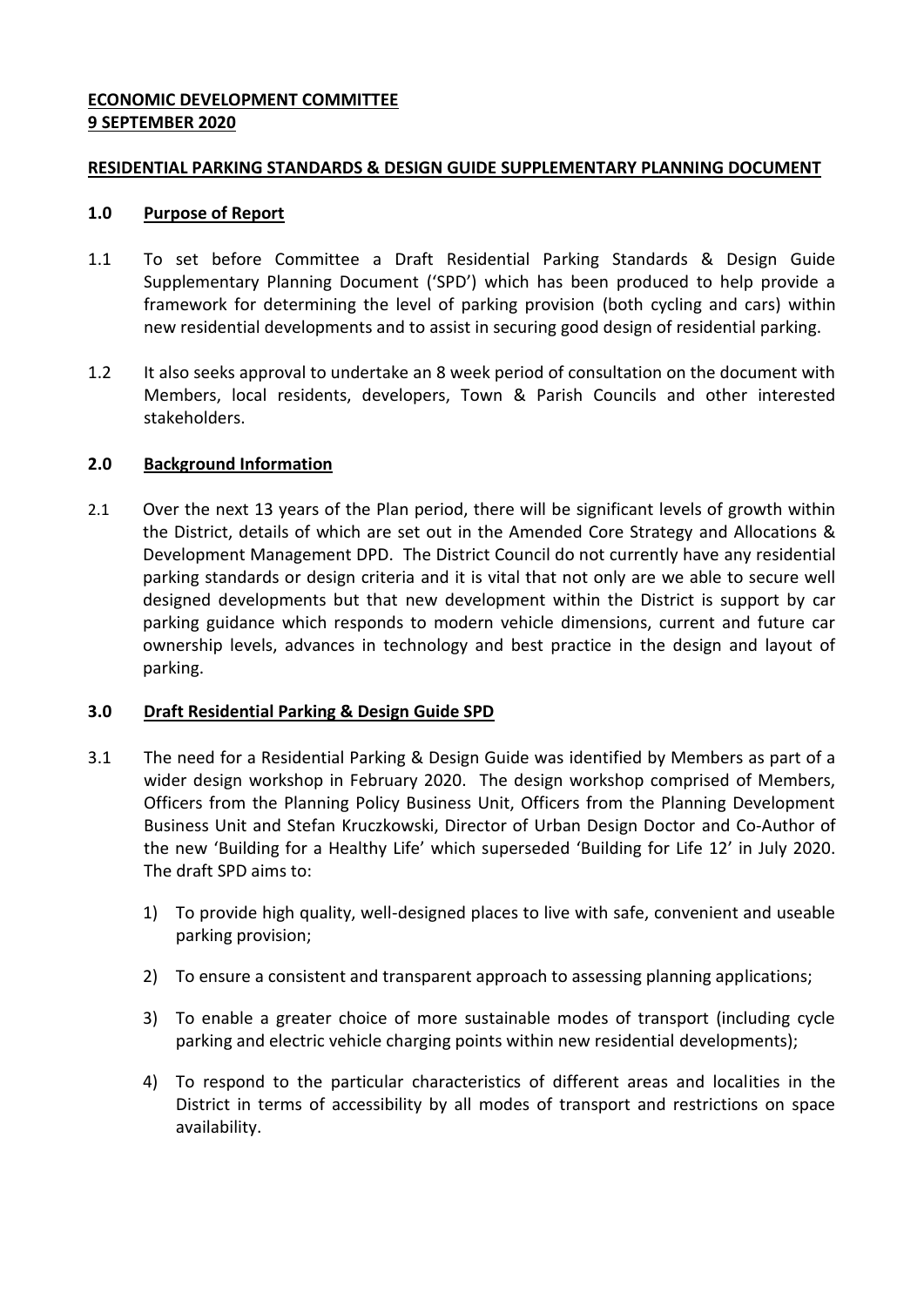**ECONOMIC DEVELOPMENT COMMITTEE**
**9 SEPTEMBER 2020**

**RESIDENTIAL PARKING STANDARDS & DESIGN GUIDE SUPPLEMENTARY PLANNING DOCUMENT**

## 1.0 Purpose of Report

1.1 To set before Committee a Draft Residential Parking Standards & Design Guide Supplementary Planning Document ('SPD') which has been produced to help provide a framework for determining the level of parking provision (both cycling and cars) within new residential developments and to assist in securing good design of residential parking.

1.2 It also seeks approval to undertake an 8 week period of consultation on the document with Members, local residents, developers, Town & Parish Councils and other interested stakeholders.

## 2.0 Background Information

2.1 Over the next 13 years of the Plan period, there will be significant levels of growth within the District, details of which are set out in the Amended Core Strategy and Allocations & Development Management DPD. The District Council do not currently have any residential parking standards or design criteria and it is vital that not only are we able to secure well designed developments but that new development within the District is support by car parking guidance which responds to modern vehicle dimensions, current and future car ownership levels, advances in technology and best practice in the design and layout of parking.

## 3.0 Draft Residential Parking & Design Guide SPD

3.1 The need for a Residential Parking & Design Guide was identified by Members as part of a wider design workshop in February 2020. The design workshop comprised of Members, Officers from the Planning Policy Business Unit, Officers from the Planning Development Business Unit and Stefan Kruczkowski, Director of Urban Design Doctor and Co-Author of the new 'Building for a Healthy Life' which superseded 'Building for Life 12' in July 2020. The draft SPD aims to:

1) To provide high quality, well-designed places to live with safe, convenient and useable parking provision;

2) To ensure a consistent and transparent approach to assessing planning applications;

3) To enable a greater choice of more sustainable modes of transport (including cycle parking and electric vehicle charging points within new residential developments);

4) To respond to the particular characteristics of different areas and localities in the District in terms of accessibility by all modes of transport and restrictions on space availability.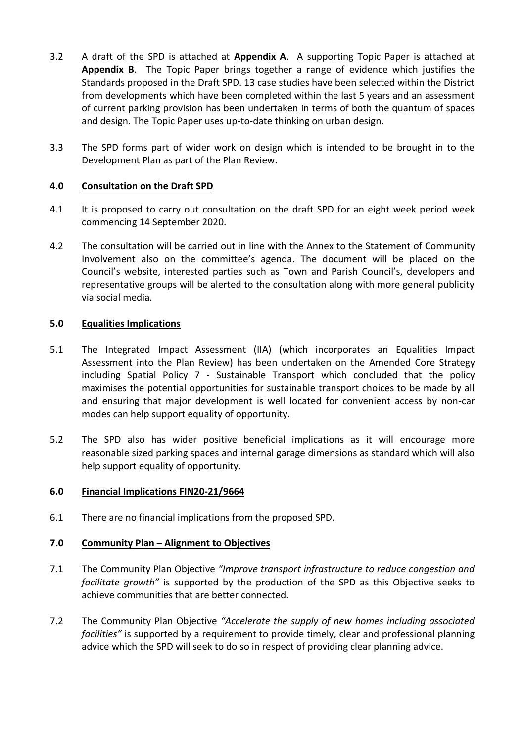3.2 A draft of the SPD is attached at **Appendix A**. A supporting Topic Paper is attached at **Appendix B**. The Topic Paper brings together a range of evidence which justifies the Standards proposed in the Draft SPD. 13 case studies have been selected within the District from developments which have been completed within the last 5 years and an assessment of current parking provision has been undertaken in terms of both the quantum of spaces and design. The Topic Paper uses up-to-date thinking on urban design.

3.3 The SPD forms part of wider work on design which is intended to be brought in to the Development Plan as part of the Plan Review.

## 4.0 Consultation on the Draft SPD

4.1 It is proposed to carry out consultation on the draft SPD for an eight week period week commencing 14 September 2020.

4.2 The consultation will be carried out in line with the Annex to the Statement of Community Involvement also on the committee's agenda. The document will be placed on the Council's website, interested parties such as Town and Parish Council's, developers and representative groups will be alerted to the consultation along with more general publicity via social media.

## 5.0 Equalities Implications

5.1 The Integrated Impact Assessment (IIA) (which incorporates an Equalities Impact Assessment into the Plan Review) has been undertaken on the Amended Core Strategy including Spatial Policy 7 - Sustainable Transport which concluded that the policy maximises the potential opportunities for sustainable transport choices to be made by all and ensuring that major development is well located for convenient access by non-car modes can help support equality of opportunity.

5.2 The SPD also has wider positive beneficial implications as it will encourage more reasonable sized parking spaces and internal garage dimensions as standard which will also help support equality of opportunity.

## 6.0 Financial Implications FIN20-21/9664

6.1 There are no financial implications from the proposed SPD.

## 7.0 Community Plan – Alignment to Objectives

7.1 The Community Plan Objective *"Improve transport infrastructure to reduce congestion and facilitate growth"* is supported by the production of the SPD as this Objective seeks to achieve communities that are better connected.

7.2 The Community Plan Objective *"Accelerate the supply of new homes including associated facilities"* is supported by a requirement to provide timely, clear and professional planning advice which the SPD will seek to do so in respect of providing clear planning advice.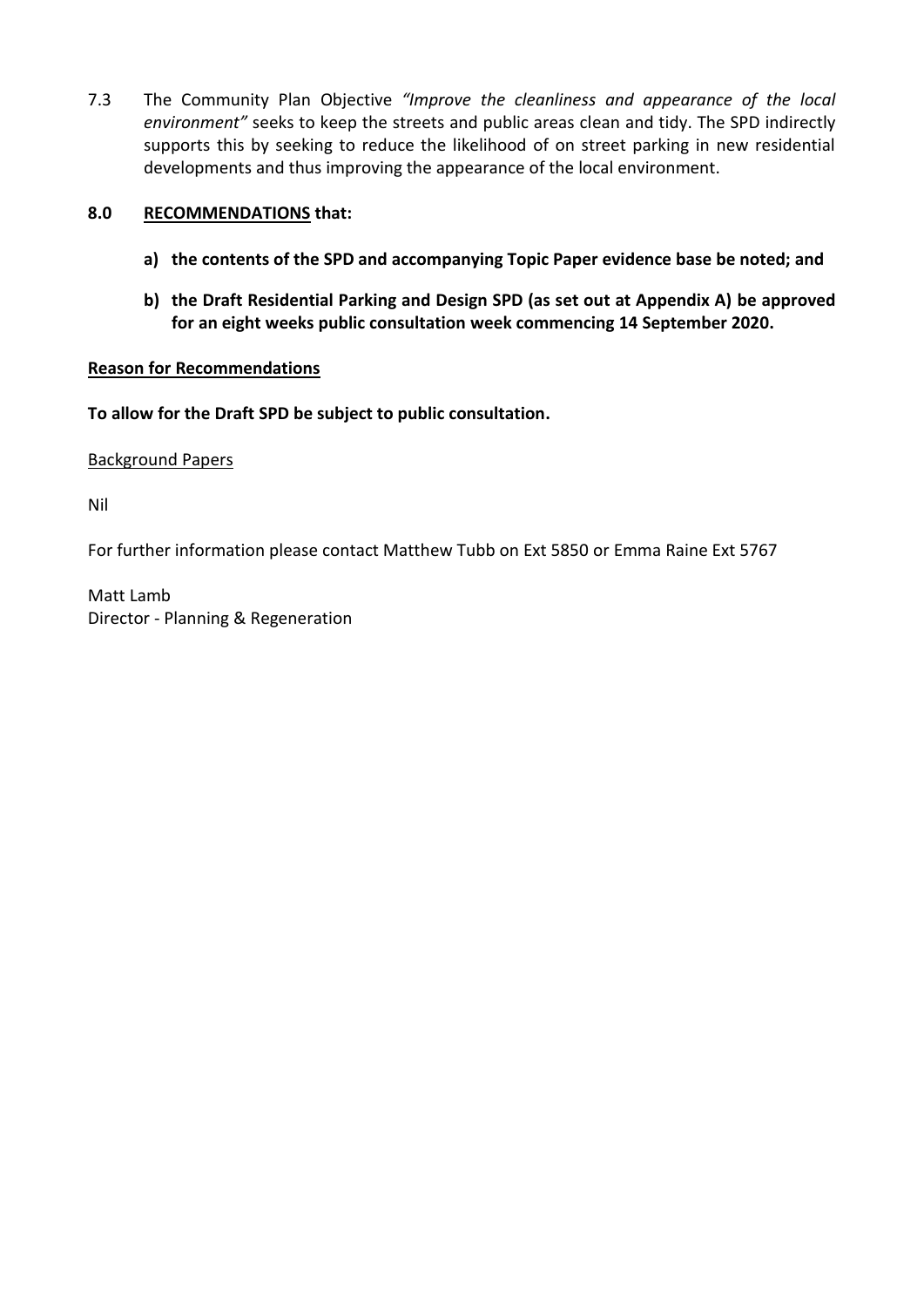7.3 The Community Plan Objective *"Improve the cleanliness and appearance of the local environment"* seeks to keep the streets and public areas clean and tidy. The SPD indirectly supports this by seeking to reduce the likelihood of on street parking in new residential developments and thus improving the appearance of the local environment.

## 8.0 RECOMMENDATIONS that:

**a) the contents of the SPD and accompanying Topic Paper evidence base be noted; and**

**b) the Draft Residential Parking and Design SPD (as set out at Appendix A) be approved for an eight weeks public consultation week commencing 14 September 2020.**

**Reason for Recommendations**

**To allow for the Draft SPD be subject to public consultation.**

Background Papers

Nil

For further information please contact Matthew Tubb on Ext 5850 or Emma Raine Ext 5767

Matt Lamb
Director - Planning & Regeneration